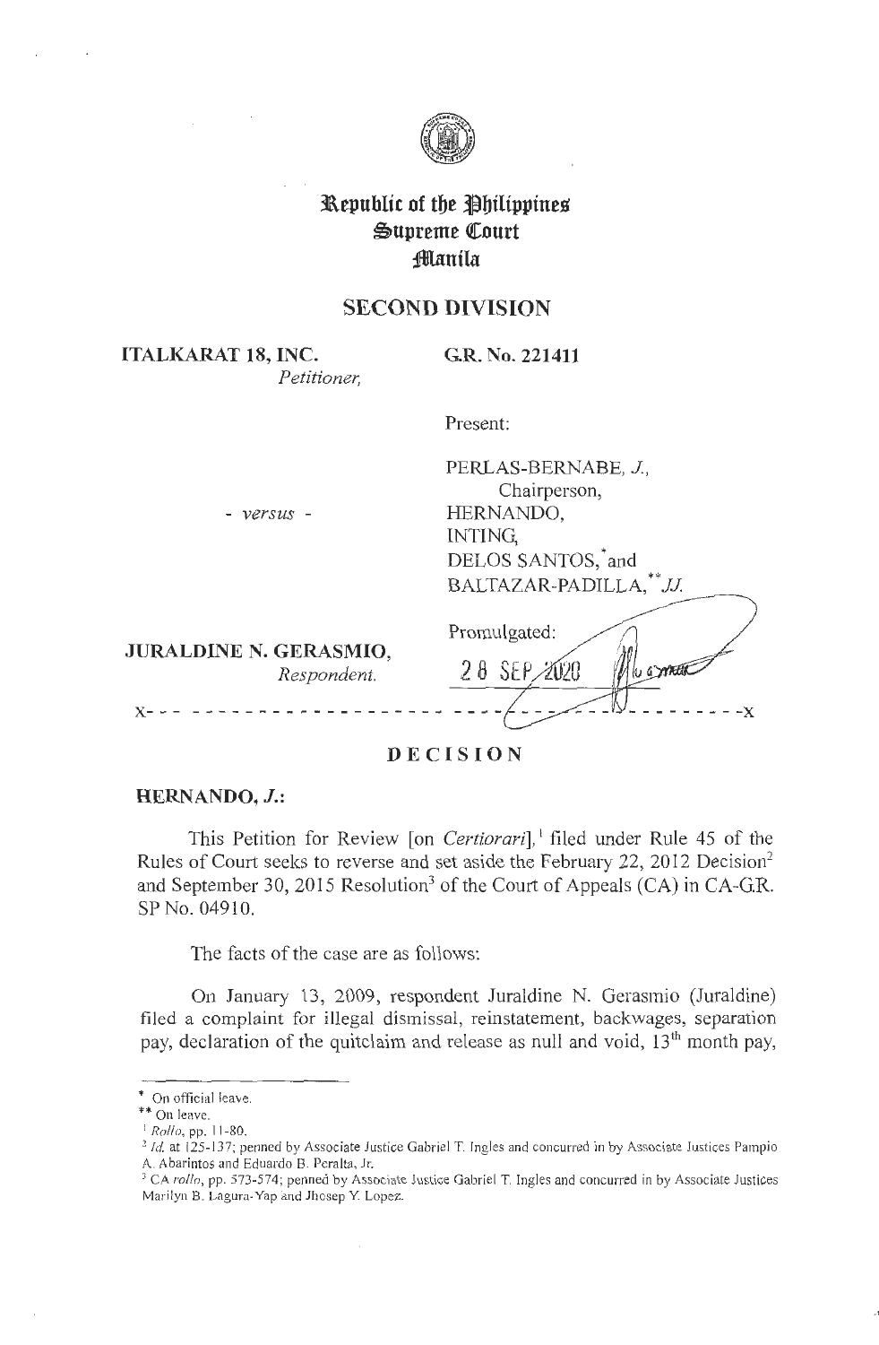# Republic of the Philippines
# Supreme Court
# Manila

## SECOND DIVISION

**ITALKARAT 18, INC.**
*Petitioner,*

**G.R. No. 221411**

- *versus* -

Present:

PERLAS-BERNABE, *J.*,
Chairperson,
HERNANDO,
INTING,
DELOS SANTOS,* and
BALTAZAR-PADILLA,** *JJ.*

**JURALDINE N. GERASMIO,**
*Respondent.*

Promulgated:
28 SEP 2020

x- - - - - - - - - - - - - - - - - - - - - - - - - - - - - - - - - - - - - - -x

## DECISION

**HERNANDO, *J.*:**

This Petition for Review [on *Certiorari*],[1] filed under Rule 45 of the Rules of Court seeks to reverse and set aside the February 22, 2012 Decision[2] and September 30, 2015 Resolution[3] of the Court of Appeals (CA) in CA-G.R. SP No. 04910.

The facts of the case are as follows:

On January 13, 2009, respondent Juraldine N. Gerasmio (Juraldine) filed a complaint for illegal dismissal, reinstatement, backwages, separation pay, declaration of the quitclaim and release as null and void, 13[th] month pay,

---

\* On official leave.

\*\* On leave.

[1] *Rollo*, pp. 11-80.

[2] *Id.* at 125-137; penned by Associate Justice Gabriel T. Ingles and concurred in by Associate Justices Pampio A. Abarintos and Eduardo B. Peralta, Jr.

[3] CA *rollo*, pp. 573-574; penned by Associate Justice Gabriel T. Ingles and concurred in by Associate Justices Marilyn B. Lagura-Yap and Jhosep Y. Lopez.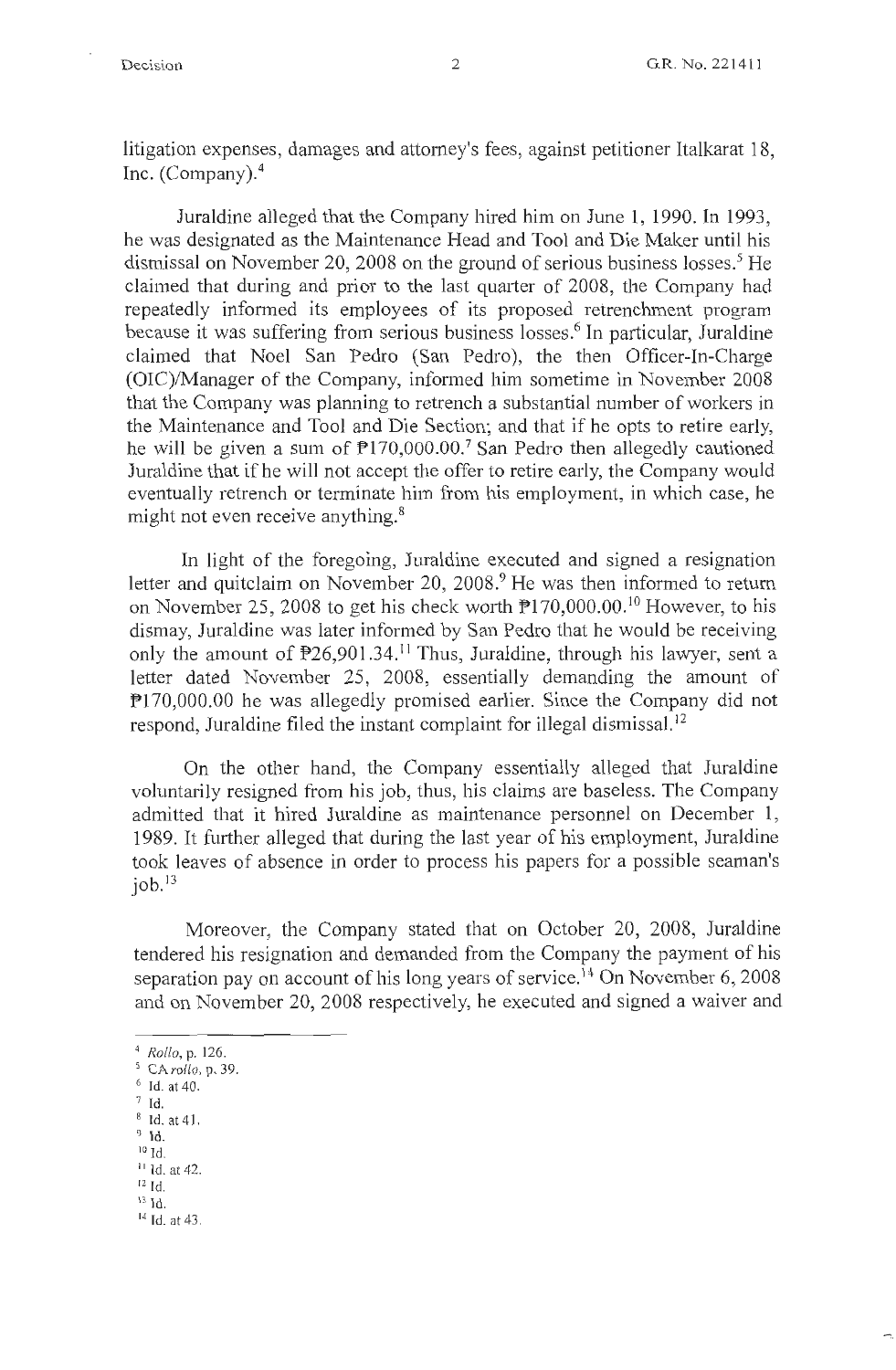litigation expenses, damages and attorney's fees, against petitioner Italkarat 18, Inc. (Company).[4]

Juraldine alleged that the Company hired him on June 1, 1990. In 1993, he was designated as the Maintenance Head and Tool and Die Maker until his dismissal on November 20, 2008 on the ground of serious business losses.[5] He claimed that during and prior to the last quarter of 2008, the Company had repeatedly informed its employees of its proposed retrenchment program because it was suffering from serious business losses.[6] In particular, Juraldine claimed that Noel San Pedro (San Pedro), the then Officer-In-Charge (OIC)/Manager of the Company, informed him sometime in November 2008 that the Company was planning to retrench a substantial number of workers in the Maintenance and Tool and Die Section; and that if he opts to retire early, he will be given a sum of ₱170,000.00.[7] San Pedro then allegedly cautioned Juraldine that if he will not accept the offer to retire early, the Company would eventually retrench or terminate him from his employment, in which case, he might not even receive anything.[8]

In light of the foregoing, Juraldine executed and signed a resignation letter and quitclaim on November 20, 2008.[9] He was then informed to return on November 25, 2008 to get his check worth ₱170,000.00.[10] However, to his dismay, Juraldine was later informed by San Pedro that he would be receiving only the amount of ₱26,901.34.[11] Thus, Juraldine, through his lawyer, sent a letter dated November 25, 2008, essentially demanding the amount of ₱170,000.00 he was allegedly promised earlier. Since the Company did not respond, Juraldine filed the instant complaint for illegal dismissal.[12]

On the other hand, the Company essentially alleged that Juraldine voluntarily resigned from his job, thus, his claims are baseless. The Company admitted that it hired Juraldine as maintenance personnel on December 1, 1989. It further alleged that during the last year of his employment, Juraldine took leaves of absence in order to process his papers for a possible seaman's job.[13]

Moreover, the Company stated that on October 20, 2008, Juraldine tendered his resignation and demanded from the Company the payment of his separation pay on account of his long years of service.[14] On November 6, 2008 and on November 20, 2008 respectively, he executed and signed a waiver and

---

[4] *Rollo*, p. 126.
[5] CA *rollo*, p. 39.
[6] Id. at 40.
[7] Id.
[8] Id. at 41.
[9] Id.
[10] Id.
[11] Id. at 42.
[12] Id.
[13] Id.
[14] Id. at 43.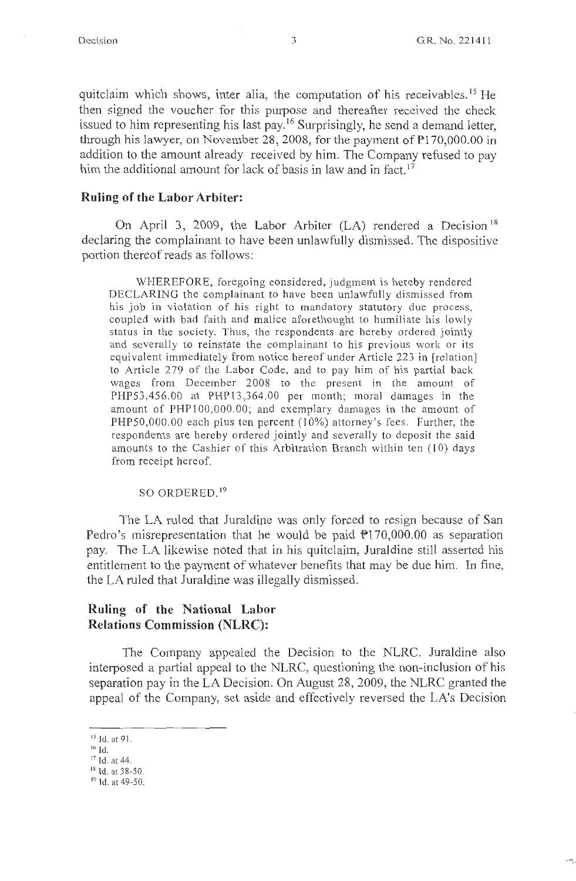quitclaim which shows, inter alia, the computation of his receivables.[15] He then signed the voucher for this purpose and thereafter received the check issued to him representing his last pay.[16] Surprisingly, he send a demand letter, through his lawyer, on November 28, 2008, for the payment of ₱170,000.00 in addition to the amount already received by him. The Company refused to pay him the additional amount for lack of basis in law and in fact.[17]

## Ruling of the Labor Arbiter:

On April 3, 2009, the Labor Arbiter (LA) rendered a Decision[18] declaring the complainant to have been unlawfully dismissed. The dispositive portion thereof reads as follows:

> WHEREFORE, foregoing considered, judgment is hereby rendered DECLARING the complainant to have been unlawfully dismissed from his job in violation of his right to mandatory statutory due process, coupled with bad faith and malice aforethought to humiliate his lowly status in the society. Thus, the respondents are hereby ordered jointly and severally to reinstate the complainant to his previous work or its equivalent immediately from notice hereof under Article 223 in [relation] to Article 279 of the Labor Code, and to pay him of his partial back wages from December 2008 to the present in the amount of PHP53,456.00 at PHP13,364.00 per month; moral damages in the amount of PHP100,000.00; and exemplary damages in the amount of PHP50,000.00 each plus ten percent (10%) attorney's fees. Further, the respondents are hereby ordered jointly and severally to deposit the said amounts to the Cashier of this Arbitration Branch within ten (10) days from receipt hereof.
>
> SO ORDERED.[19]

The LA ruled that Juraldine was only forced to resign because of San Pedro's misrepresentation that he would be paid ₱170,000.00 as separation pay. The LA likewise noted that in his quitclaim, Juraldine still asserted his entitlement to the payment of whatever benefits that may be due him. In fine, the LA ruled that Juraldine was illegally dismissed.

## Ruling of the National Labor Relations Commission (NLRC):

The Company appealed the Decision to the NLRC. Juraldine also interposed a partial appeal to the NLRC, questioning the non-inclusion of his separation pay in the LA Decision. On August 28, 2009, the NLRC granted the appeal of the Company, set aside and effectively reversed the LA's Decision

---

[15] Id. at 91.

[16] Id.

[17] Id. at 44.

[18] Id. at 38-50.

[19] Id. at 49-50.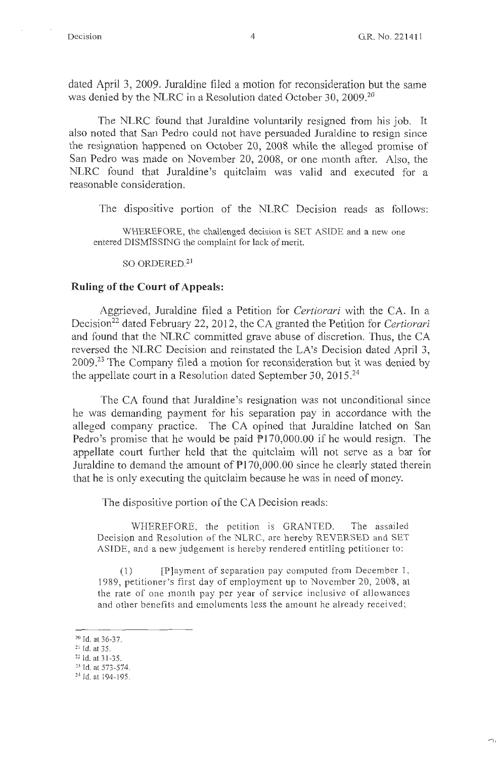dated April 3, 2009. Juraldine filed a motion for reconsideration but the same was denied by the NLRC in a Resolution dated October 30, 2009.[20]

The NLRC found that Juraldine voluntarily resigned from his job. It also noted that San Pedro could not have persuaded Juraldine to resign since the resignation happened on October 20, 2008 while the alleged promise of San Pedro was made on November 20, 2008, or one month after. Also, the NLRC found that Juraldine's quitclaim was valid and executed for a reasonable consideration.

The dispositive portion of the NLRC Decision reads as follows:

> WHEREFORE, the challenged decision is SET ASIDE and a new one entered DISMISSING the complaint for lack of merit.
>
> SO ORDERED.[21]

**Ruling of the Court of Appeals:**

Aggrieved, Juraldine filed a Petition for *Certiorari* with the CA. In a Decision[22] dated February 22, 2012, the CA granted the Petition for *Certiorari* and found that the NLRC committed grave abuse of discretion. Thus, the CA reversed the NLRC Decision and reinstated the LA's Decision dated April 3, 2009.[23] The Company filed a motion for reconsideration but it was denied by the appellate court in a Resolution dated September 30, 2015.[24]

The CA found that Juraldine's resignation was not unconditional since he was demanding payment for his separation pay in accordance with the alleged company practice. The CA opined that Juraldine latched on San Pedro's promise that he would be paid ₱170,000.00 if he would resign. The appellate court further held that the quitclaim will not serve as a bar for Juraldine to demand the amount of ₱170,000.00 since he clearly stated therein that he is only executing the quitclaim because he was in need of money.

The dispositive portion of the CA Decision reads:

> WHEREFORE, the petition is GRANTED. The assailed Decision and Resolution of the NLRC, are hereby REVERSED and SET ASIDE, and a new judgement is hereby rendered entitling petitioner to:
>
> (1) [P]ayment of separation pay computed from December 1, 1989, petitioner's first day of employment up to November 20, 2008, at the rate of one month pay per year of service inclusive of allowances and other benefits and emoluments less the amount he already received;

---

[20] Id. at 36-37.
[21] Id. at 35.
[22] Id. at 31-35.
[23] Id. at 573-574.
[24] Id. at 194-195.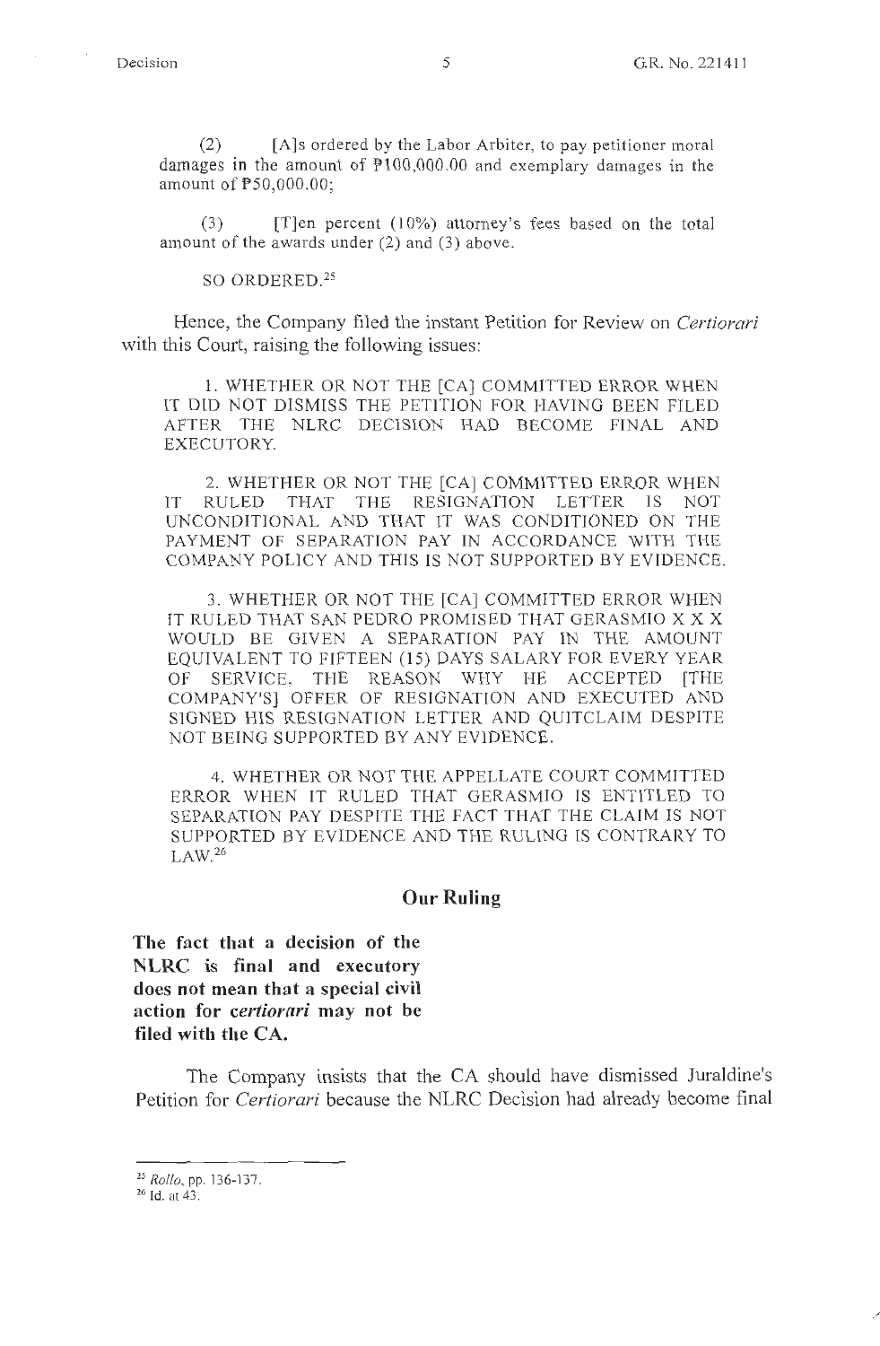(2) [A]s ordered by the Labor Arbiter, to pay petitioner moral damages in the amount of ₱100,000.00 and exemplary damages in the amount of ₱50,000.00;

(3) [T]en percent (10%) attorney's fees based on the total amount of the awards under (2) and (3) above.

SO ORDERED.[25]

Hence, the Company filed the instant Petition for Review on *Certiorari* with this Court, raising the following issues:

1. WHETHER OR NOT THE [CA] COMMITTED ERROR WHEN IT DID NOT DISMISS THE PETITION FOR HAVING BEEN FILED AFTER THE NLRC DECISION HAD BECOME FINAL AND EXECUTORY.

2. WHETHER OR NOT THE [CA] COMMITTED ERROR WHEN IT RULED THAT THE RESIGNATION LETTER IS NOT UNCONDITIONAL AND THAT IT WAS CONDITIONED ON THE PAYMENT OF SEPARATION PAY IN ACCORDANCE WITH THE COMPANY POLICY AND THIS IS NOT SUPPORTED BY EVIDENCE.

3. WHETHER OR NOT THE [CA] COMMITTED ERROR WHEN IT RULED THAT SAN PEDRO PROMISED THAT GERASMIO X X X WOULD BE GIVEN A SEPARATION PAY IN THE AMOUNT EQUIVALENT TO FIFTEEN (15) DAYS SALARY FOR EVERY YEAR OF SERVICE, THE REASON WHY HE ACCEPTED [THE COMPANY'S] OFFER OF RESIGNATION AND EXECUTED AND SIGNED HIS RESIGNATION LETTER AND QUITCLAIM DESPITE NOT BEING SUPPORTED BY ANY EVIDENCE.

4. WHETHER OR NOT THE APPELLATE COURT COMMITTED ERROR WHEN IT RULED THAT GERASMIO IS ENTITLED TO SEPARATION PAY DESPITE THE FACT THAT THE CLAIM IS NOT SUPPORTED BY EVIDENCE AND THE RULING IS CONTRARY TO LAW.[26]

## Our Ruling

**The fact that a decision of the NLRC is final and executory does not mean that a special civil action for *certiorari* may not be filed with the CA.**

The Company insists that the CA should have dismissed Juraldine's Petition for *Certiorari* because the NLRC Decision had already become final

---

[25] *Rollo*, pp. 136-137.

[26] Id. at 43.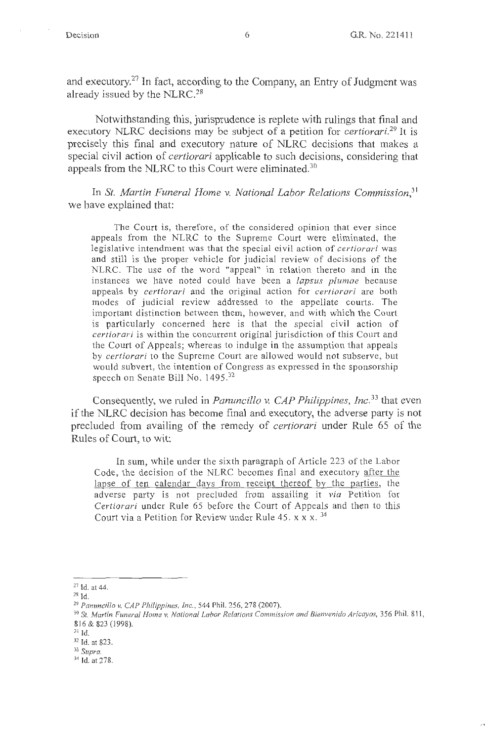and executory.[27] In fact, according to the Company, an Entry of Judgment was already issued by the NLRC.[28]

Notwithstanding this, jurisprudence is replete with rulings that final and executory NLRC decisions may be subject of a petition for *certiorari*.[29] It is precisely this final and executory nature of NLRC decisions that makes a special civil action of *certiorari* applicable to such decisions, considering that appeals from the NLRC to this Court were eliminated.[30]

In *St. Martin Funeral Home v. National Labor Relations Commission*,[31] we have explained that:

> The Court is, therefore, of the considered opinion that ever since appeals from the NLRC to the Supreme Court were eliminated, the legislative intendment was that the special civil action of *certiorari* was and still is the proper vehicle for judicial review of decisions of the NLRC. The use of the word "appeal" in relation thereto and in the instances we have noted could have been a *lapsus plumae* because appeals by *certiorari* and the original action for *certiorari* are both modes of judicial review addressed to the appellate courts. The important distinction between them, however, and with which the Court is particularly concerned here is that the special civil action of *certiorari* is within the concurrent original jurisdiction of this Court and the Court of Appeals; whereas to indulge in the assumption that appeals by *certiorari* to the Supreme Court are allowed would not subserve, but would subvert, the intention of Congress as expressed in the sponsorship speech on Senate Bill No. 1495.[32]

Consequently, we ruled in *Panuncillo v. CAP Philippines, Inc.*[33] that even if the NLRC decision has become final and executory, the adverse party is not precluded from availing of the remedy of *certiorari* under Rule 65 of the Rules of Court, to wit:

> In sum, while under the sixth paragraph of Article 223 of the Labor Code, the decision of the NLRC becomes final and executory <u>after the lapse of ten calendar days from receipt thereof by the parties</u>, the adverse party is not precluded from assailing it *via* Petition for *Certiorari* under Rule 65 before the Court of Appeals and then to this Court via a Petition for Review under Rule 45. x x x. [34]

---

[27] Id. at 44.

[28] Id.

[29] *Panuncillo v. CAP Philippines, Inc.*, 544 Phil. 256, 278 (2007).

[30] *St. Martin Funeral Home v. National Labor Relations Commission and Bienvenido Aricayos*, 356 Phil. 811, 816 & 823 (1998).

[31] Id.

[32] Id. at 823.

[33] *Supra.*

[34] Id. at 278.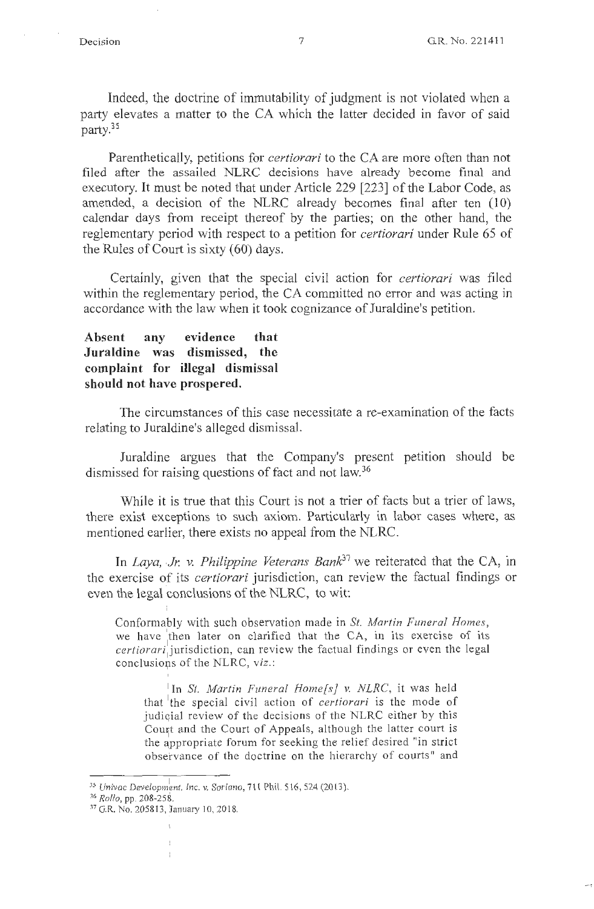Indeed, the doctrine of immutability of judgment is not violated when a party elevates a matter to the CA which the latter decided in favor of said party.[35]

Parenthetically, petitions for *certiorari* to the CA are more often than not filed after the assailed NLRC decisions have already become final and executory. It must be noted that under Article 229 [223] of the Labor Code, as amended, a decision of the NLRC already becomes final after ten (10) calendar days from receipt thereof by the parties; on the other hand, the reglementary period with respect to a petition for *certiorari* under Rule 65 of the Rules of Court is sixty (60) days.

Certainly, given that the special civil action for *certiorari* was filed within the reglementary period, the CA committed no error and was acting in accordance with the law when it took cognizance of Juraldine's petition.

**Absent any evidence that Juraldine was dismissed, the complaint for illegal dismissal should not have prospered.**

The circumstances of this case necessitate a re-examination of the facts relating to Juraldine's alleged dismissal.

Juraldine argues that the Company's present petition should be dismissed for raising questions of fact and not law.[36]

While it is true that this Court is not a trier of facts but a trier of laws, there exist exceptions to such axiom. Particularly in labor cases where, as mentioned earlier, there exists no appeal from the NLRC.

In *Laya, Jr. v. Philippine Veterans Bank*[37] we reiterated that the CA, in the exercise of its *certiorari* jurisdiction, can review the factual findings or even the legal conclusions of the NLRC, to wit:

> Conformably with such observation made in *St. Martin Funeral Homes*, we have then later on clarified that the CA, in its exercise of its *certiorari* jurisdiction, can review the factual findings or even the legal conclusions of the NLRC, *viz.*:
>
> > In *St. Martin Funeral Home[s] v. NLRC*, it was held that the special civil action of *certiorari* is the mode of judicial review of the decisions of the NLRC either by this Court and the Court of Appeals, although the latter court is the appropriate forum for seeking the relief desired "in strict observance of the doctrine on the hierarchy of courts" and

---

[35] *Univac Development, Inc. v. Soriano*, 711 Phil. 516, 524 (2013).

[36] *Rollo*, pp. 208-258.

[37] G.R. No. 205813, January 10, 2018.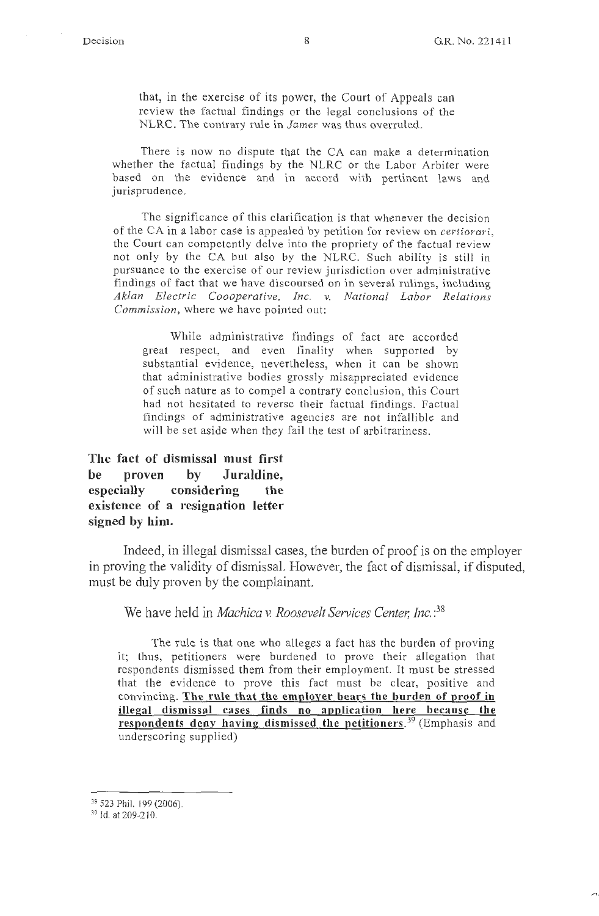that, in the exercise of its power, the Court of Appeals can review the factual findings or the legal conclusions of the NLRC. The contrary rule in *Jamer* was thus overruled.

There is now no dispute that the CA can make a determination whether the factual findings by the NLRC or the Labor Arbiter were based on the evidence and in accord with pertinent laws and jurisprudence.

The significance of this clarification is that whenever the decision of the CA in a labor case is appealed by petition for review on *certiorari*, the Court can competently delve into the propriety of the factual review not only by the CA but also by the NLRC. Such ability is still in pursuance to the exercise of our review jurisdiction over administrative findings of fact that we have discoursed on in several rulings, including *Aklan Electric Coooperative, Inc. v. National Labor Relations Commission*, where we have pointed out:

> While administrative findings of fact are accorded great respect, and even finality when supported by substantial evidence, nevertheless, when it can be shown that administrative bodies grossly misappreciated evidence of such nature as to compel a contrary conclusion, this Court had not hesitated to reverse their factual findings. Factual findings of administrative agencies are not infallible and will be set aside when they fail the test of arbitrariness.

**The fact of dismissal must first be proven by Juraldine, especially considering the existence of a resignation letter signed by him.**

Indeed, in illegal dismissal cases, the burden of proof is on the employer in proving the validity of dismissal. However, the fact of dismissal, if disputed, must be duly proven by the complainant.

We have held in *Machica v. Roosevelt Services Center, Inc.*:[38]

> The rule is that one who alleges a fact has the burden of proving it; thus, petitioners were burdened to prove their allegation that respondents dismissed them from their employment. It must be stressed that the evidence to prove this fact must be clear, positive and convincing. **The rule that the employer bears the burden of proof in illegal dismissal cases finds no application here because the respondents deny having dismissed the petitioners**.[39] (Emphasis and underscoring supplied)

---

[38] 523 Phil. 199 (2006).

[39] Id. at 209-210.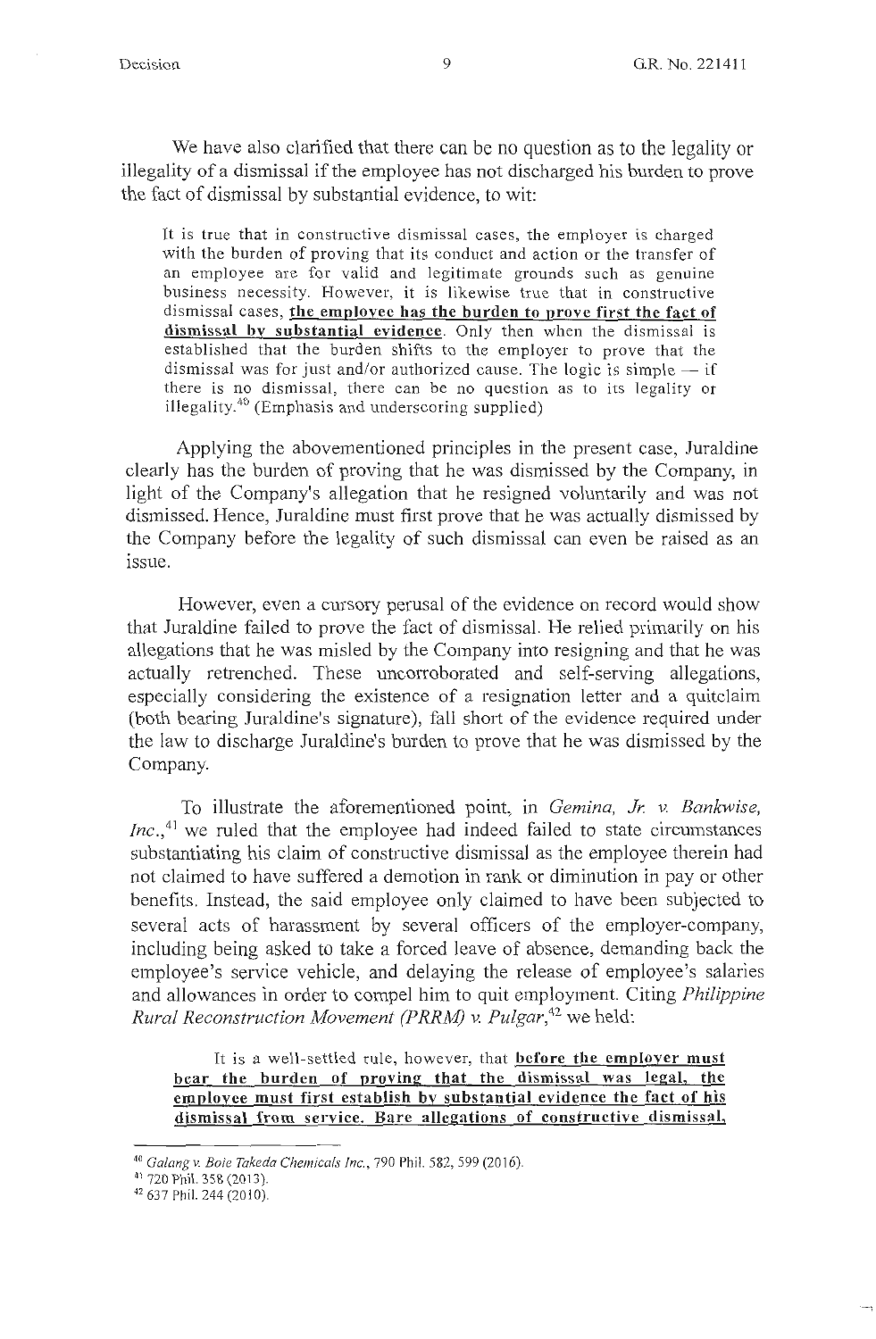We have also clarified that there can be no question as to the legality or illegality of a dismissal if the employee has not discharged his burden to prove the fact of dismissal by substantial evidence, to wit:

> It is true that in constructive dismissal cases, the employer is charged with the burden of proving that its conduct and action or the transfer of an employee are for valid and legitimate grounds such as genuine business necessity. However, it is likewise true that in constructive dismissal cases, **the employee has the burden to prove first the fact of dismissal by substantial evidence**. Only then when the dismissal is established that the burden shifts to the employer to prove that the dismissal was for just and/or authorized cause. The logic is simple — if there is no dismissal, there can be no question as to its legality or illegality.[40] (Emphasis and underscoring supplied)

Applying the abovementioned principles in the present case, Juraldine clearly has the burden of proving that he was dismissed by the Company, in light of the Company's allegation that he resigned voluntarily and was not dismissed. Hence, Juraldine must first prove that he was actually dismissed by the Company before the legality of such dismissal can even be raised as an issue.

However, even a cursory perusal of the evidence on record would show that Juraldine failed to prove the fact of dismissal. He relied primarily on his allegations that he was misled by the Company into resigning and that he was actually retrenched. These uncorroborated and self-serving allegations, especially considering the existence of a resignation letter and a quitclaim (both bearing Juraldine's signature), fall short of the evidence required under the law to discharge Juraldine's burden to prove that he was dismissed by the Company.

To illustrate the aforementioned point, in *Gemina, Jr. v. Bankwise, Inc.*,[41] we ruled that the employee had indeed failed to state circumstances substantiating his claim of constructive dismissal as the employee therein had not claimed to have suffered a demotion in rank or diminution in pay or other benefits. Instead, the said employee only claimed to have been subjected to several acts of harassment by several officers of the employer-company, including being asked to take a forced leave of absence, demanding back the employee's service vehicle, and delaying the release of employee's salaries and allowances in order to compel him to quit employment. Citing *Philippine Rural Reconstruction Movement (PRRM) v. Pulgar*,[42] we held:

> It is a well-settled rule, however, that **before the employer must bear the burden of proving that the dismissal was legal, the employee must first establish by substantial evidence the fact of his dismissal from service. Bare allegations of constructive dismissal,**

---

[40] *Galang v. Boie Takeda Chemicals Inc.*, 790 Phil. 582, 599 (2016).

[41] 720 Phil. 358 (2013).

[42] 637 Phil. 244 (2010).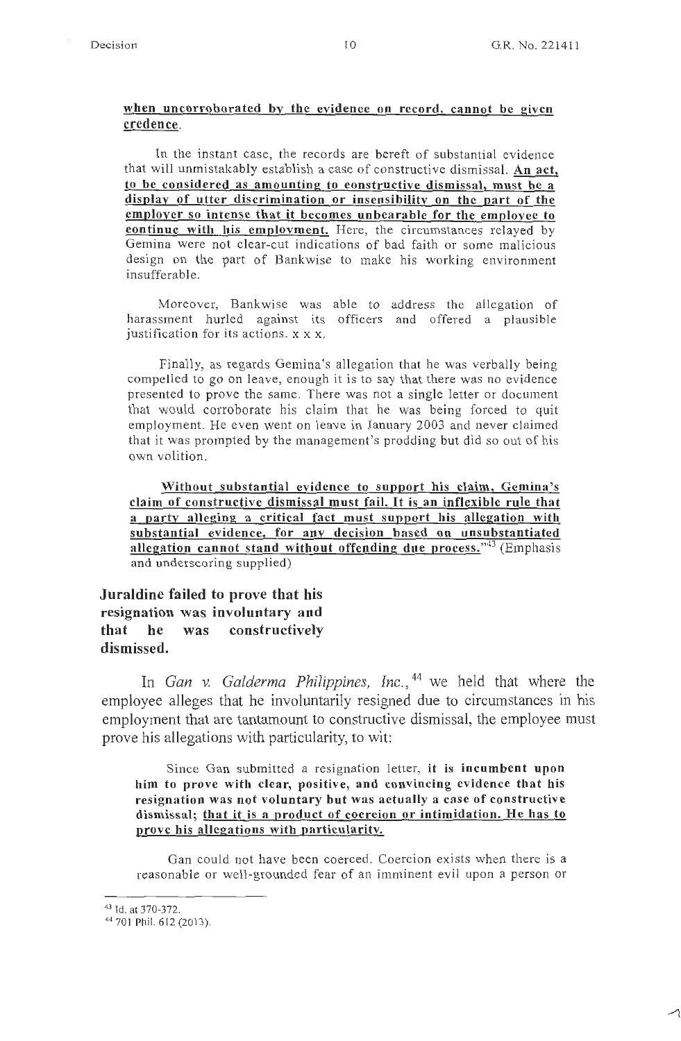**when uncorroborated by the evidence on record, cannot be given credence.**

In the instant case, the records are bereft of substantial evidence that will unmistakably establish a case of constructive dismissal. **An act, to be considered as amounting to constructive dismissal, must be a display of utter discrimination or insensibility on the part of the employer so intense that it becomes unbearable for the employee to continue with his employment.** Here, the circumstances relayed by Gemina were not clear-cut indications of bad faith or some malicious design on the part of Bankwise to make his working environment insufferable.

Moreover, Bankwise was able to address the allegation of harassment hurled against its officers and offered a plausible justification for its actions. x x x.

Finally, as regards Gemina's allegation that he was verbally being compelled to go on leave, enough it is to say that there was no evidence presented to prove the same. There was not a single letter or document that would corroborate his claim that he was being forced to quit employment. He even went on leave in January 2003 and never claimed that it was prompted by the management's prodding but did so out of his own volition.

**Without substantial evidence to support his claim, Gemina's claim of constructive dismissal must fail. It is an inflexible rule that a party alleging a critical fact must support his allegation with substantial evidence, for any decision based on unsubstantiated allegation cannot stand without offending due process.**"[43] (Emphasis and underscoring supplied)

## Juraldine failed to prove that his resignation was involuntary and that he was constructively dismissed.

In *Gan v. Galderma Philippines, Inc.*,[44] we held that where the employee alleges that he involuntarily resigned due to circumstances in his employment that are tantamount to constructive dismissal, the employee must prove his allegations with particularity, to wit:

Since Gan submitted a resignation letter, **it is incumbent upon him to prove with clear, positive, and convincing evidence that his resignation was not voluntary but was actually a case of constructive dismissal;** **that it is a product of coercion or intimidation. He has to prove his allegations with particularity.**

Gan could not have been coerced. Coercion exists when there is a reasonable or well-grounded fear of an imminent evil upon a person or

---

[43] Id. at 370-372.

[44] 701 Phil. 612 (2013).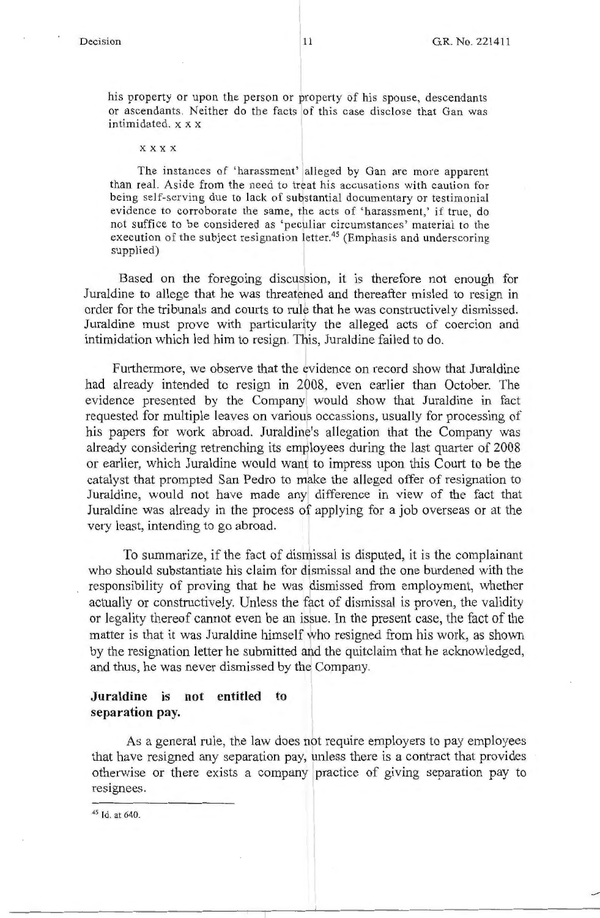his property or upon the person or property of his spouse, descendants or ascendants. Neither do the facts of this case disclose that Gan was intimidated. x x x

> x x x x
>
> The instances of 'harassment' alleged by Gan are more apparent than real. Aside from the need to treat his accusations with caution for being self-serving due to lack of substantial documentary or testimonial evidence to corroborate the same, the acts of 'harassment,' if true, do not suffice to be considered as 'peculiar circumstances' material to the execution of the subject resignation letter.[45] (Emphasis and underscoring supplied)

Based on the foregoing discussion, it is therefore not enough for Juraldine to allege that he was threatened and thereafter misled to resign in order for the tribunals and courts to rule that he was constructively dismissed. Juraldine must prove with particularity the alleged acts of coercion and intimidation which led him to resign. This, Juraldine failed to do.

Furthermore, we observe that the evidence on record show that Juraldine had already intended to resign in 2008, even earlier than October. The evidence presented by the Company would show that Juraldine in fact requested for multiple leaves on various occassions, usually for processing of his papers for work abroad. Juraldine's allegation that the Company was already considering retrenching its employees during the last quarter of 2008 or earlier, which Juraldine would want to impress upon this Court to be the catalyst that prompted San Pedro to make the alleged offer of resignation to Juraldine, would not have made any difference in view of the fact that Juraldine was already in the process of applying for a job overseas or at the very least, intending to go abroad.

To summarize, if the fact of dismissal is disputed, it is the complainant who should substantiate his claim for dismissal and the one burdened with the responsibility of proving that he was dismissed from employment, whether actually or constructively. Unless the fact of dismissal is proven, the validity or legality thereof cannot even be an issue. In the present case, the fact of the matter is that it was Juraldine himself who resigned from his work, as shown by the resignation letter he submitted and the quitclaim that he acknowledged, and thus, he was never dismissed by the Company.

**Juraldine is not entitled to separation pay.**

As a general rule, the law does not require employers to pay employees that have resigned any separation pay, unless there is a contract that provides otherwise or there exists a company practice of giving separation pay to resignees.

---

[45] Id. at 640.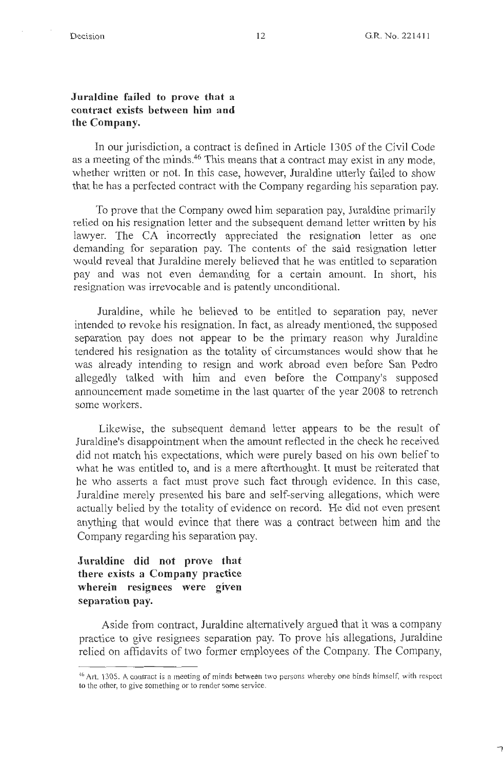**Juraldine failed to prove that a contract exists between him and the Company.**

In our jurisdiction, a contract is defined in Article 1305 of the Civil Code as a meeting of the minds.[46] This means that a contract may exist in any mode, whether written or not. In this case, however, Juraldine utterly failed to show that he has a perfected contract with the Company regarding his separation pay.

To prove that the Company owed him separation pay, Juraldine primarily relied on his resignation letter and the subsequent demand letter written by his lawyer. The CA incorrectly appreciated the resignation letter as one demanding for separation pay. The contents of the said resignation letter would reveal that Juraldine merely believed that he was entitled to separation pay and was not even demanding for a certain amount. In short, his resignation was irrevocable and is patently unconditional.

Juraldine, while he believed to be entitled to separation pay, never intended to revoke his resignation. In fact, as already mentioned, the supposed separation pay does not appear to be the primary reason why Juraldine tendered his resignation as the totality of circumstances would show that he was already intending to resign and work abroad even before San Pedro allegedly talked with him and even before the Company's supposed announcement made sometime in the last quarter of the year 2008 to retrench some workers.

Likewise, the subsequent demand letter appears to be the result of Juraldine's disappointment when the amount reflected in the check he received did not match his expectations, which were purely based on his own belief to what he was entitled to, and is a mere afterthought. It must be reiterated that he who asserts a fact must prove such fact through evidence. In this case, Juraldine merely presented his bare and self-serving allegations, which were actually belied by the totality of evidence on record. He did not even present anything that would evince that there was a contract between him and the Company regarding his separation pay.

**Juraldine did not prove that there exists a Company practice wherein resignees were given separation pay.**

Aside from contract, Juraldine alternatively argued that it was a company practice to give resignees separation pay. To prove his allegations, Juraldine relied on affidavits of two former employees of the Company. The Company,

---

[46] Art. 1305. A contract is a meeting of minds between two persons whereby one binds himself, with respect to the other, to give something or to render some service.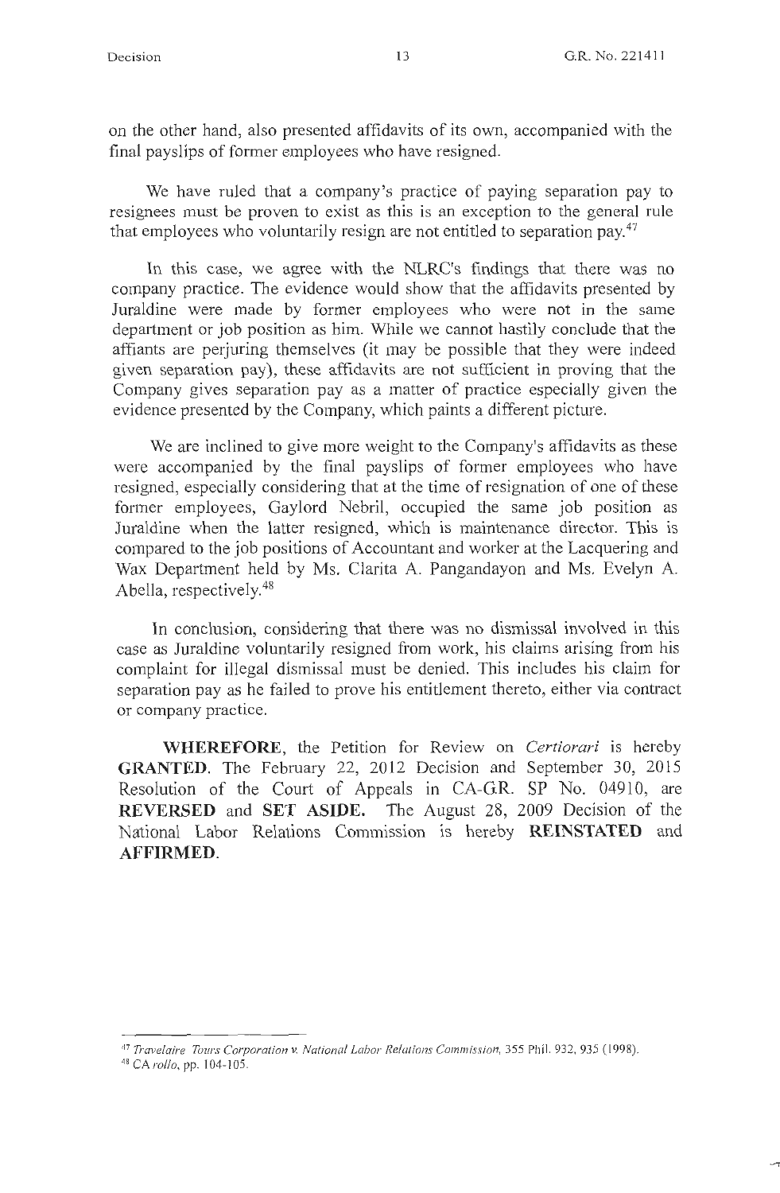on the other hand, also presented affidavits of its own, accompanied with the final payslips of former employees who have resigned.

We have ruled that a company's practice of paying separation pay to resignees must be proven to exist as this is an exception to the general rule that employees who voluntarily resign are not entitled to separation pay.[47]

In this case, we agree with the NLRC's findings that there was no company practice. The evidence would show that the affidavits presented by Juraldine were made by former employees who were not in the same department or job position as him. While we cannot hastily conclude that the affiants are perjuring themselves (it may be possible that they were indeed given separation pay), these affidavits are not sufficient in proving that the Company gives separation pay as a matter of practice especially given the evidence presented by the Company, which paints a different picture.

We are inclined to give more weight to the Company's affidavits as these were accompanied by the final payslips of former employees who have resigned, especially considering that at the time of resignation of one of these former employees, Gaylord Nebril, occupied the same job position as Juraldine when the latter resigned, which is maintenance director. This is compared to the job positions of Accountant and worker at the Lacquering and Wax Department held by Ms. Clarita A. Pangandayon and Ms. Evelyn A. Abella, respectively.[48]

In conclusion, considering that there was no dismissal involved in this case as Juraldine voluntarily resigned from work, his claims arising from his complaint for illegal dismissal must be denied. This includes his claim for separation pay as he failed to prove his entitlement thereto, either via contract or company practice.

**WHEREFORE**, the Petition for Review on *Certiorari* is hereby **GRANTED**. The February 22, 2012 Decision and September 30, 2015 Resolution of the Court of Appeals in CA-G.R. SP No. 04910, are **REVERSED** and **SET ASIDE.** The August 28, 2009 Decision of the National Labor Relations Commission is hereby **REINSTATED** and **AFFIRMED**.

---

[47] *Travelaire Tours Corporation v. National Labor Relations Commission*, 355 Phil. 932, 935 (1998).

[48] CA *rollo*, pp. 104-105.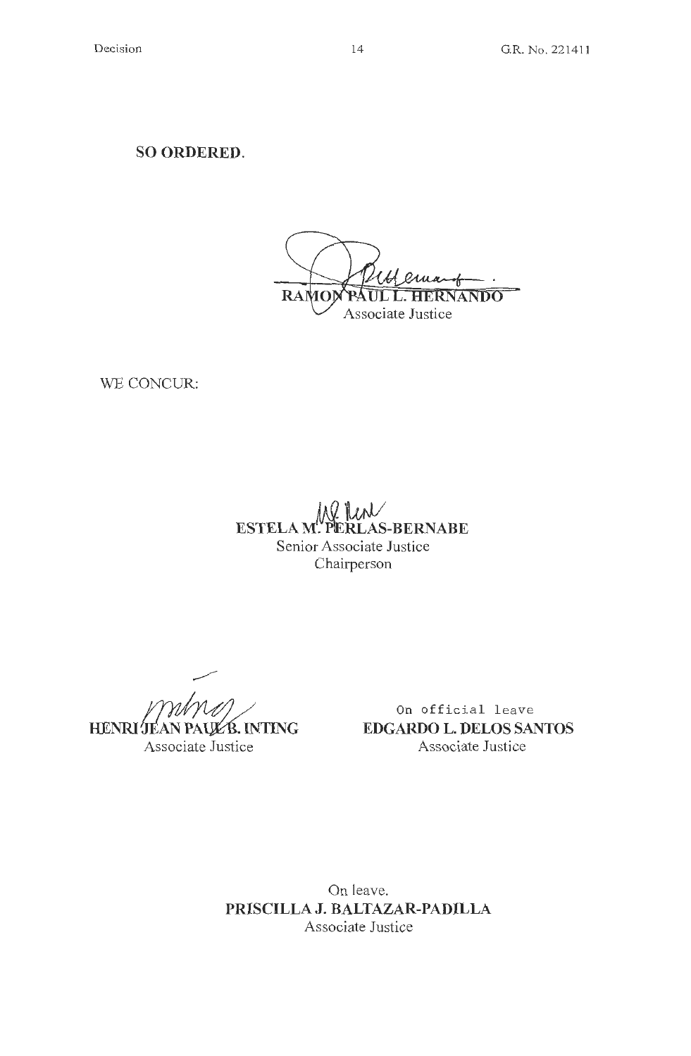**SO ORDERED.**

**RAMON PAUL L. HERNANDO**
Associate Justice

WE CONCUR:

**ESTELA M. PERLAS-BERNABE**
Senior Associate Justice
Chairperson

**HENRI JEAN PAUL B. INTING**
Associate Justice

On official leave
**EDGARDO L. DELOS SANTOS**
Associate Justice

On leave.
**PRISCILLA J. BALTAZAR-PADILLA**
Associate Justice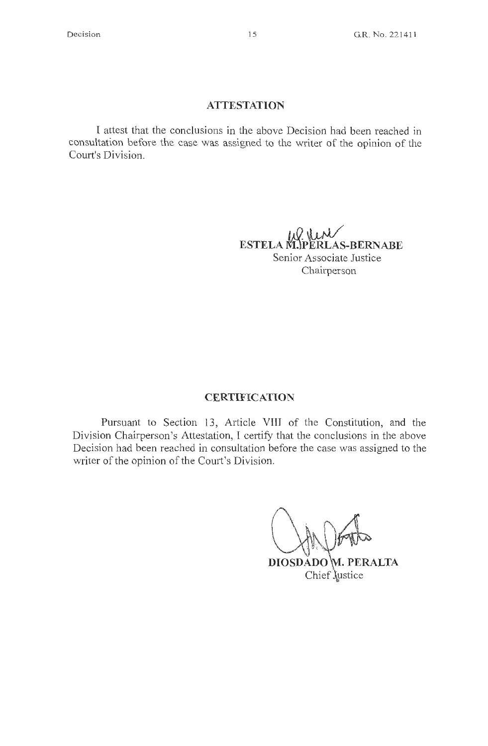## ATTESTATION

I attest that the conclusions in the above Decision had been reached in consultation before the case was assigned to the writer of the opinion of the Court's Division.

**ESTELA M. PERLAS-BERNABE**
Senior Associate Justice
Chairperson

## CERTIFICATION

Pursuant to Section 13, Article VIII of the Constitution, and the Division Chairperson's Attestation, I certify that the conclusions in the above Decision had been reached in consultation before the case was assigned to the writer of the opinion of the Court's Division.

**DIOSDADO M. PERALTA**
Chief Justice